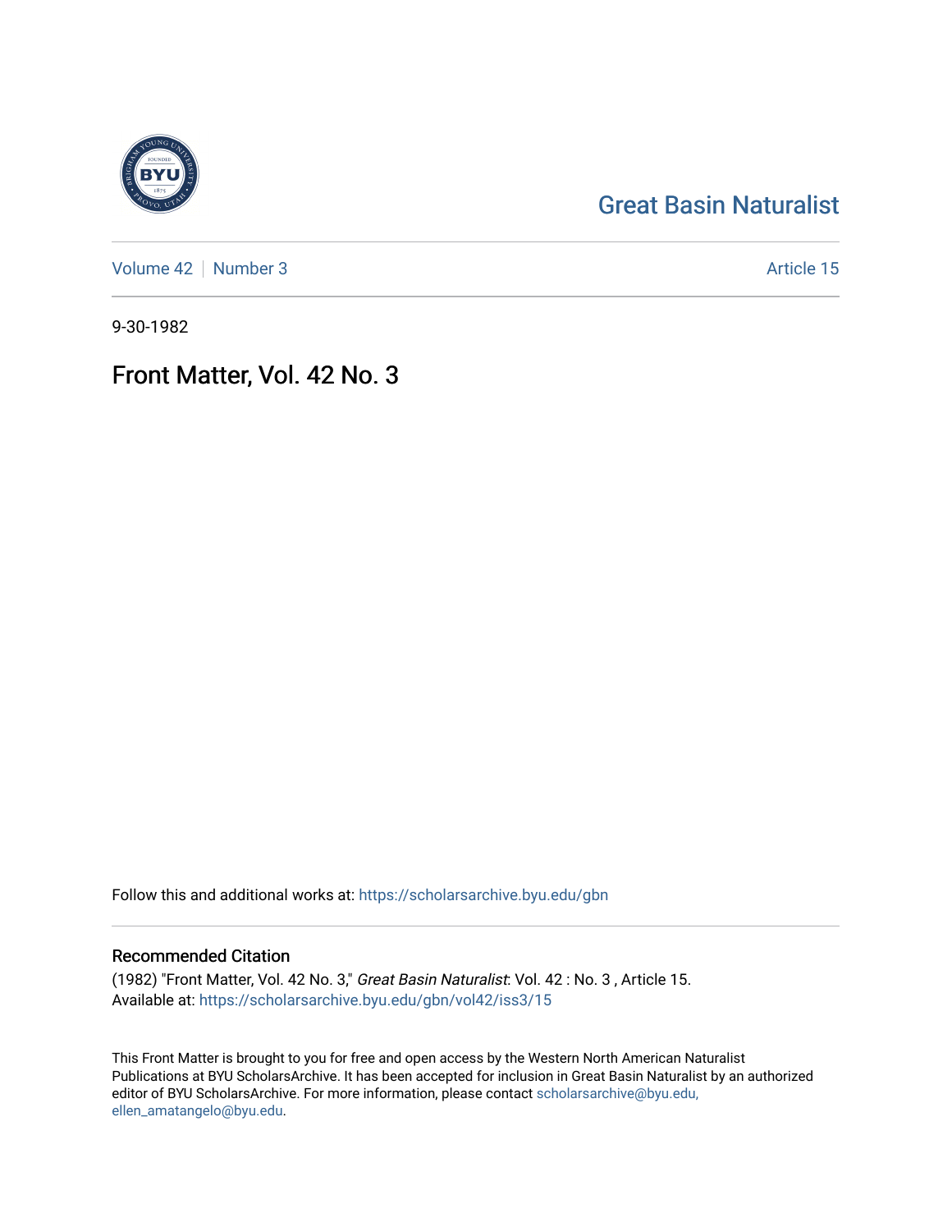Great Basin Naturalist

Volume 42 | Number 3 | Article 15

9-30-1982

# Front Matter, Vol. 42 No. 3

Follow this and additional works at: https://scholarsarchive.byu.edu/gbn

## Recommended Citation

(1982) "Front Matter, Vol. 42 No. 3," *Great Basin Naturalist*: Vol. 42 : No. 3 , Article 15.
Available at: https://scholarsarchive.byu.edu/gbn/vol42/iss3/15

This Front Matter is brought to you for free and open access by the Western North American Naturalist Publications at BYU ScholarsArchive. It has been accepted for inclusion in Great Basin Naturalist by an authorized editor of BYU ScholarsArchive. For more information, please contact scholarsarchive@byu.edu, ellen_amatangelo@byu.edu.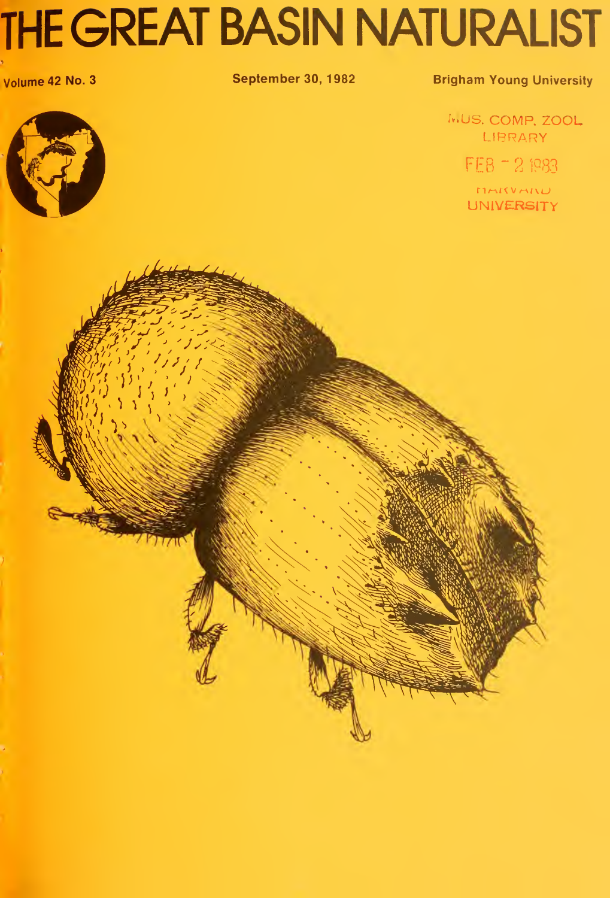# THE GREAT BASIN NATURALIST

Volume 42 No. 3

September 30, 1982

Brigham Young University

MUS. COMP. ZOOL. LIBRARY

FEB - 2 1983

HARVARD UNIVERSITY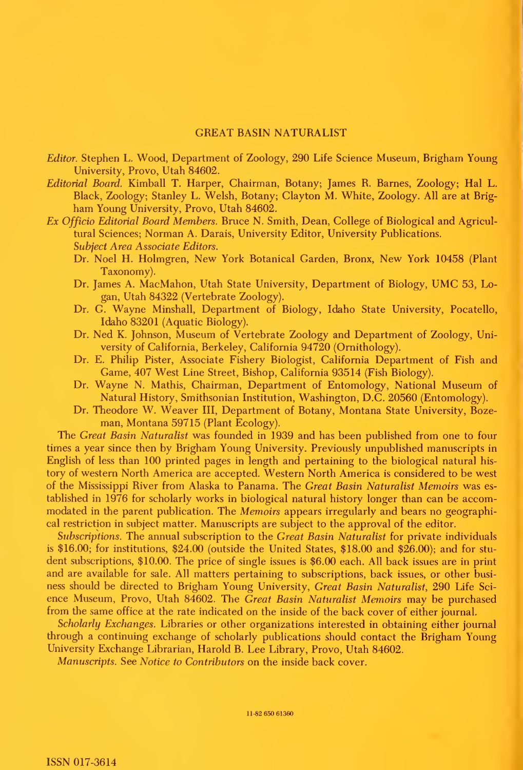GREAT BASIN NATURALIST

*Editor.* Stephen L. Wood, Department of Zoology, 290 Life Science Museum, Brigham Young University, Provo, Utah 84602.

*Editorial Board.* Kimball T. Harper, Chairman, Botany; James R. Barnes, Zoology; Hal L. Black, Zoology; Stanley L. Welsh, Botany; Clayton M. White, Zoology. All are at Brigham Young University, Provo, Utah 84602.

*Ex Officio Editorial Board Members.* Bruce N. Smith, Dean, College of Biological and Agricultural Sciences; Norman A. Darais, University Editor, University Publications.

*Subject Area Associate Editors.*

Dr. Noel H. Holmgren, New York Botanical Garden, Bronx, New York 10458 (Plant Taxonomy).

Dr. James A. MacMahon, Utah State University, Department of Biology, UMC 53, Logan, Utah 84322 (Vertebrate Zoology).

Dr. G. Wayne Minshall, Department of Biology, Idaho State University, Pocatello, Idaho 83201 (Aquatic Biology).

Dr. Ned K. Johnson, Museum of Vertebrate Zoology and Department of Zoology, University of California, Berkeley, California 94720 (Ornithology).

Dr. E. Philip Pister, Associate Fishery Biologist, California Department of Fish and Game, 407 West Line Street, Bishop, California 93514 (Fish Biology).

Dr. Wayne N. Mathis, Chairman, Department of Entomology, National Museum of Natural History, Smithsonian Institution, Washington, D.C. 20560 (Entomology).

Dr. Theodore W. Weaver III, Department of Botany, Montana State University, Bozeman, Montana 59715 (Plant Ecology).

The *Great Basin Naturalist* was founded in 1939 and has been published from one to four times a year since then by Brigham Young University. Previously unpublished manuscripts in English of less than 100 printed pages in length and pertaining to the biological natural history of western North America are accepted. Western North America is considered to be west of the Mississippi River from Alaska to Panama. The *Great Basin Naturalist Memoirs* was established in 1976 for scholarly works in biological natural history longer than can be accommodated in the parent publication. The *Memoirs* appears irregularly and bears no geographical restriction in subject matter. Manuscripts are subject to the approval of the editor.

*Subscriptions.* The annual subscription to the *Great Basin Naturalist* for private individuals is $16.00; for institutions, $24.00 (outside the United States, $18.00 and $26.00); and for student subscriptions, $10.00. The price of single issues is $6.00 each. All back issues are in print and are available for sale. All matters pertaining to subscriptions, back issues, or other business should be directed to Brigham Young University, *Great Basin Naturalist*, 290 Life Science Museum, Provo, Utah 84602. The *Great Basin Naturalist Memoirs* may be purchased from the same office at the rate indicated on the inside of the back cover of either journal.

*Scholarly Exchanges.* Libraries or other organizations interested in obtaining either journal through a continuing exchange of scholarly publications should contact the Brigham Young University Exchange Librarian, Harold B. Lee Library, Provo, Utah 84602.

*Manuscripts.* See *Notice to Contributors* on the inside back cover.

11-82 650 61360

ISSN 017-3614